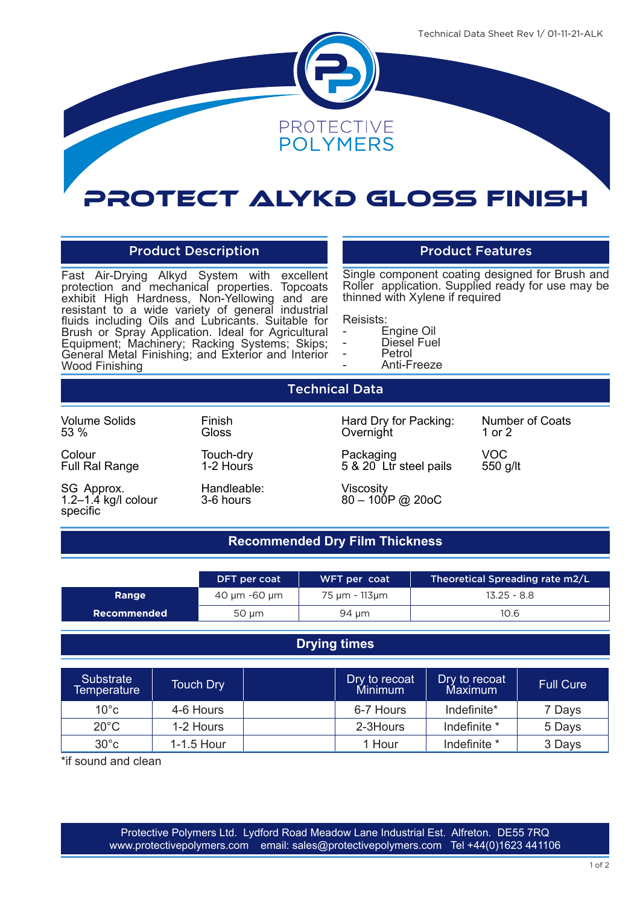Technical Data Sheet Rev 1/ 01-11-21-ALK

PROTECTIVE POLYMERS

# PROTECT ALYKD GLOSS FINISH

## Product Description

Fast Air-Drying Alkyd System with excellent protection and mechanical properties. Topcoats exhibit High Hardness, Non-Yellowing and are resistant to a wide variety of general industrial fluids including Oils and Lubricants. Suitable for Brush or Spray Application. Ideal for Agricultural Equipment; Machinery; Racking Systems; Skips; General Metal Finishing; and Exterior and Interior Wood Finishing

## Product Features

Single component coating designed for Brush and Roller application. Supplied ready for use may be thinned with Xylene if required

Reisists:

- Engine Oil
- Diesel Fuel
- Petrol
- Anti-Freeze

## Technical Data

Volume Solids
53 %

Colour
Full Ral Range

SG Approx.
1.2–1.4 kg/l colour specific

Finish
Gloss

Touch-dry
1-2 Hours

Handleable:
3-6 hours

Hard Dry for Packing:
Overnight

Packaging
5 & 20 Ltr steel pails

Viscosity
80 – 100P @ 20oC

Number of Coats
1 or 2

VOC
550 g/lt

## Recommended Dry Film Thickness

| | DFT per coat | WFT per coat | Theoretical Spreading rate m2/L |
|---|---|---|---|
| **Range** | 40 µm -60 µm | 75 µm - 113µm | 13.25 - 8.8 |
| **Recommended** | 50 µm | 94 µm | 10.6 |

## Drying times

| Substrate Temperature | Touch Dry | | Dry to recoat Minimum | Dry to recoat Maximum | Full Cure |
|---|---|---|---|---|---|
| 10°c | 4-6 Hours | | 6-7 Hours | Indefinite* | 7 Days |
| 20°C | 1-2 Hours | | 2-3Hours | Indefinite * | 5 Days |
| 30°c | 1-1.5 Hour | | 1 Hour | Indefinite * | 3 Days |

*if sound and clean

Protective Polymers Ltd. Lydford Road Meadow Lane Industrial Est. Alfreton. DE55 7RQ
www.protectivepolymers.com email: sales@protectivepolymers.com Tel +44(0)1623 441106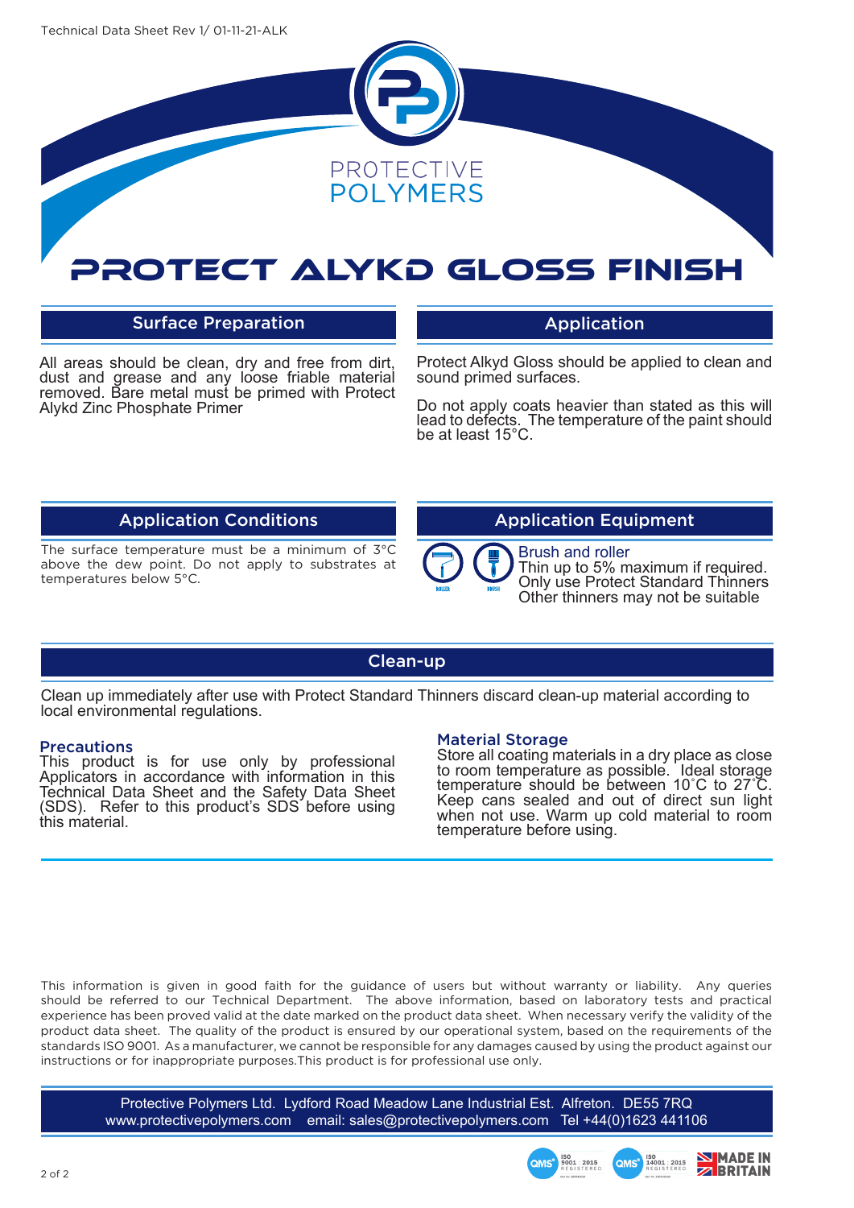Technical Data Sheet Rev 1/ 01-11-21-ALK

PROTECTIVE POLYMERS

# PROTECT ALYKD GLOSS FINISH

## Surface Preparation

All areas should be clean, dry and free from dirt, dust and grease and any loose friable material removed. Bare metal must be primed with Protect Alykd Zinc Phosphate Primer

## Application

Protect Alkyd Gloss should be applied to clean and sound primed surfaces.

Do not apply coats heavier than stated as this will lead to defects. The temperature of the paint should be at least 15°C.

## Application Conditions

The surface temperature must be a minimum of 3°C above the dew point. Do not apply to substrates at temperatures below 5°C.

## Application Equipment

ROLLER BRUSH

Brush and roller
Thin up to 5% maximum if required.
Only use Protect Standard Thinners
Other thinners may not be suitable

## Clean-up

Clean up immediately after use with Protect Standard Thinners discard clean-up material according to local environmental regulations.

### Precautions

This product is for use only by professional Applicators in accordance with information in this Technical Data Sheet and the Safety Data Sheet (SDS). Refer to this product's SDS before using this material.

### Material Storage

Store all coating materials in a dry place as close to room temperature as possible. Ideal storage temperature should be between 10˚C to 27˚C. Keep cans sealed and out of direct sun light when not use. Warm up cold material to room temperature before using.

This information is given in good faith for the guidance of users but without warranty or liability. Any queries should be referred to our Technical Department. The above information, based on laboratory tests and practical experience has been proved valid at the date marked on the product data sheet. When necessary verify the validity of the product data sheet. The quality of the product is ensured by our operational system, based on the requirements of the standards ISO 9001. As a manufacturer, we cannot be responsible for any damages caused by using the product against our instructions or for inappropriate purposes.This product is for professional use only.

Protective Polymers Ltd. Lydford Road Meadow Lane Industrial Est. Alfreton. DE55 7RQ
www.protectivepolymers.com email: sales@protectivepolymers.com Tel +44(0)1623 441106

QMS ISO 9001 : 2015 REGISTERED QMS ISO 14001 : 2015 REGISTERED MADE IN BRITAIN